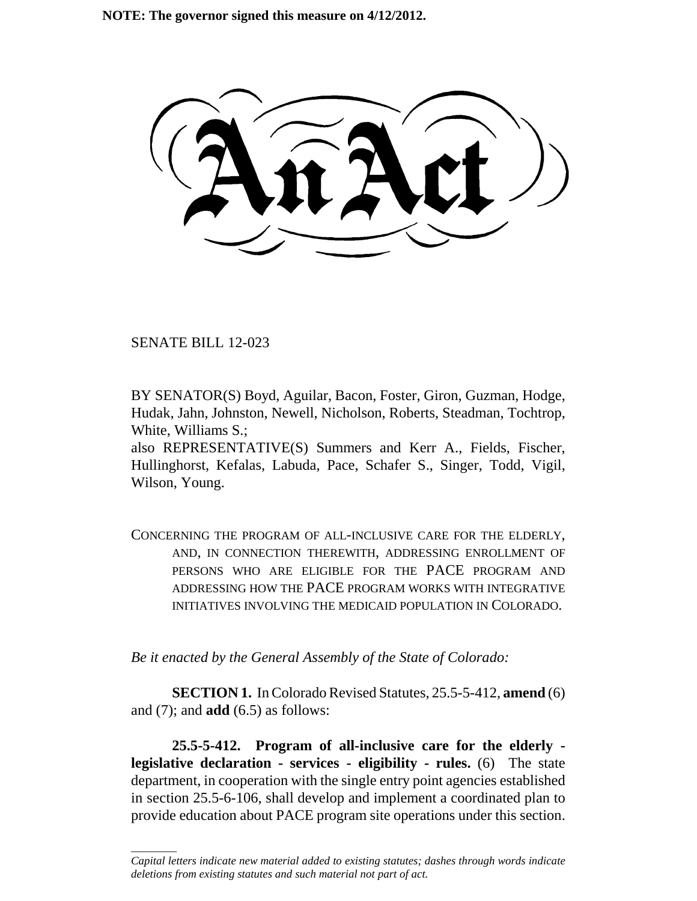**NOTE: The governor signed this measure on 4/12/2012.**

# An Act

SENATE BILL 12-023

BY SENATOR(S) Boyd, Aguilar, Bacon, Foster, Giron, Guzman, Hodge, Hudak, Jahn, Johnston, Newell, Nicholson, Roberts, Steadman, Tochtrop, White, Williams S.;
also REPRESENTATIVE(S) Summers and Kerr A., Fields, Fischer, Hullinghorst, Kefalas, Labuda, Pace, Schafer S., Singer, Todd, Vigil, Wilson, Young.

CONCERNING THE PROGRAM OF ALL-INCLUSIVE CARE FOR THE ELDERLY, AND, IN CONNECTION THEREWITH, ADDRESSING ENROLLMENT OF PERSONS WHO ARE ELIGIBLE FOR THE PACE PROGRAM AND ADDRESSING HOW THE PACE PROGRAM WORKS WITH INTEGRATIVE INITIATIVES INVOLVING THE MEDICAID POPULATION IN COLORADO.

*Be it enacted by the General Assembly of the State of Colorado:*

**SECTION 1.** In Colorado Revised Statutes, 25.5-5-412, **amend** (6) and (7); and **add** (6.5) as follows:

**25.5-5-412. Program of all-inclusive care for the elderly - legislative declaration - services - eligibility - rules.** (6) The state department, in cooperation with the single entry point agencies established in section 25.5-6-106, shall develop and implement a coordinated plan to provide education about PACE program site operations under this section.

---

*Capital letters indicate new material added to existing statutes; dashes through words indicate deletions from existing statutes and such material not part of act.*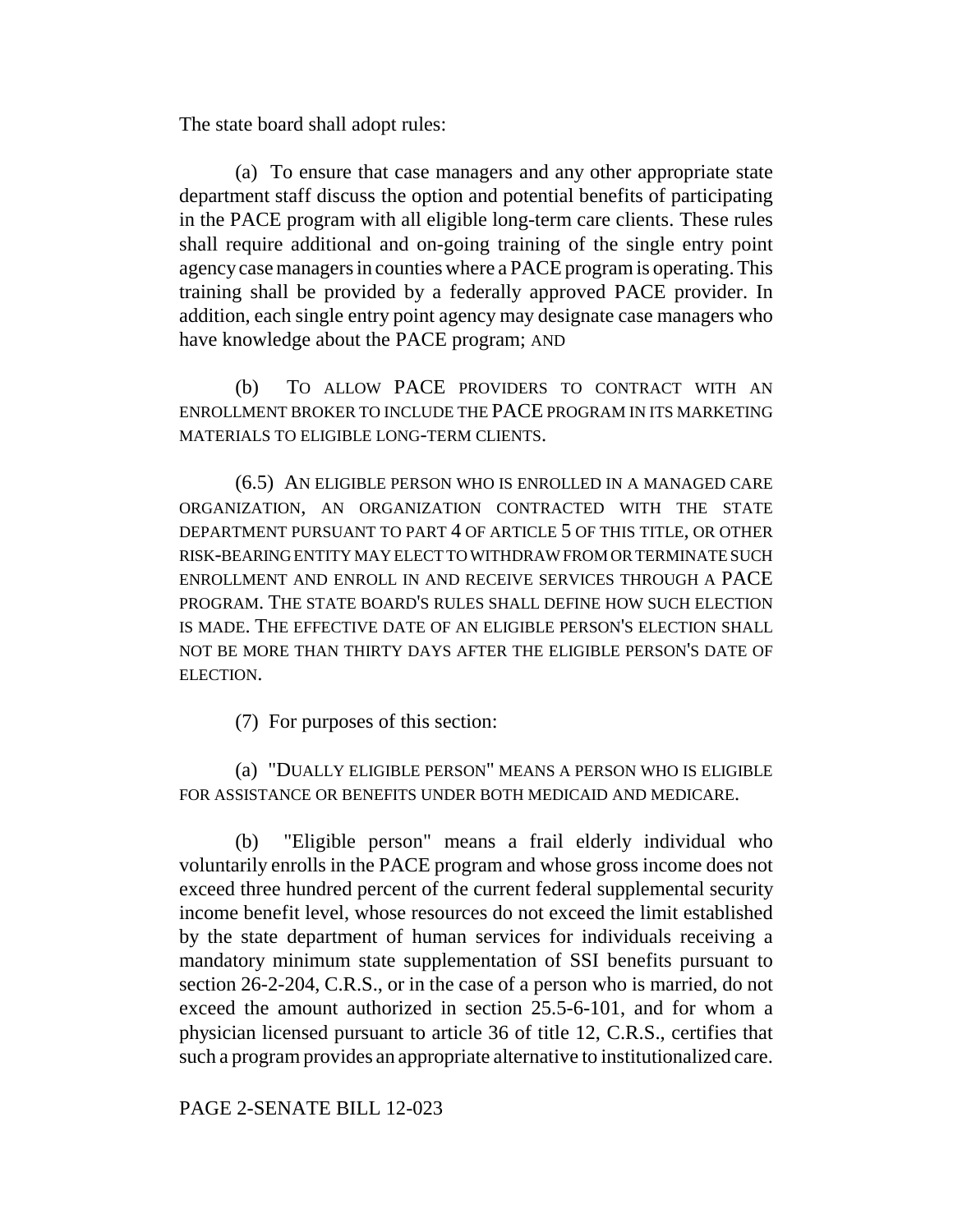The state board shall adopt rules:

(a) To ensure that case managers and any other appropriate state department staff discuss the option and potential benefits of participating in the PACE program with all eligible long-term care clients. These rules shall require additional and on-going training of the single entry point agency case managers in counties where a PACE program is operating. This training shall be provided by a federally approved PACE provider. In addition, each single entry point agency may designate case managers who have knowledge about the PACE program; AND

(b) TO ALLOW PACE PROVIDERS TO CONTRACT WITH AN ENROLLMENT BROKER TO INCLUDE THE PACE PROGRAM IN ITS MARKETING MATERIALS TO ELIGIBLE LONG-TERM CLIENTS.

(6.5) AN ELIGIBLE PERSON WHO IS ENROLLED IN A MANAGED CARE ORGANIZATION, AN ORGANIZATION CONTRACTED WITH THE STATE DEPARTMENT PURSUANT TO PART 4 OF ARTICLE 5 OF THIS TITLE, OR OTHER RISK-BEARING ENTITY MAY ELECT TO WITHDRAW FROM OR TERMINATE SUCH ENROLLMENT AND ENROLL IN AND RECEIVE SERVICES THROUGH A PACE PROGRAM. THE STATE BOARD'S RULES SHALL DEFINE HOW SUCH ELECTION IS MADE. THE EFFECTIVE DATE OF AN ELIGIBLE PERSON'S ELECTION SHALL NOT BE MORE THAN THIRTY DAYS AFTER THE ELIGIBLE PERSON'S DATE OF ELECTION.

(7) For purposes of this section:

(a) "DUALLY ELIGIBLE PERSON" MEANS A PERSON WHO IS ELIGIBLE FOR ASSISTANCE OR BENEFITS UNDER BOTH MEDICAID AND MEDICARE.

(b) "Eligible person" means a frail elderly individual who voluntarily enrolls in the PACE program and whose gross income does not exceed three hundred percent of the current federal supplemental security income benefit level, whose resources do not exceed the limit established by the state department of human services for individuals receiving a mandatory minimum state supplementation of SSI benefits pursuant to section 26-2-204, C.R.S., or in the case of a person who is married, do not exceed the amount authorized in section 25.5-6-101, and for whom a physician licensed pursuant to article 36 of title 12, C.R.S., certifies that such a program provides an appropriate alternative to institutionalized care.

PAGE 2-SENATE BILL 12-023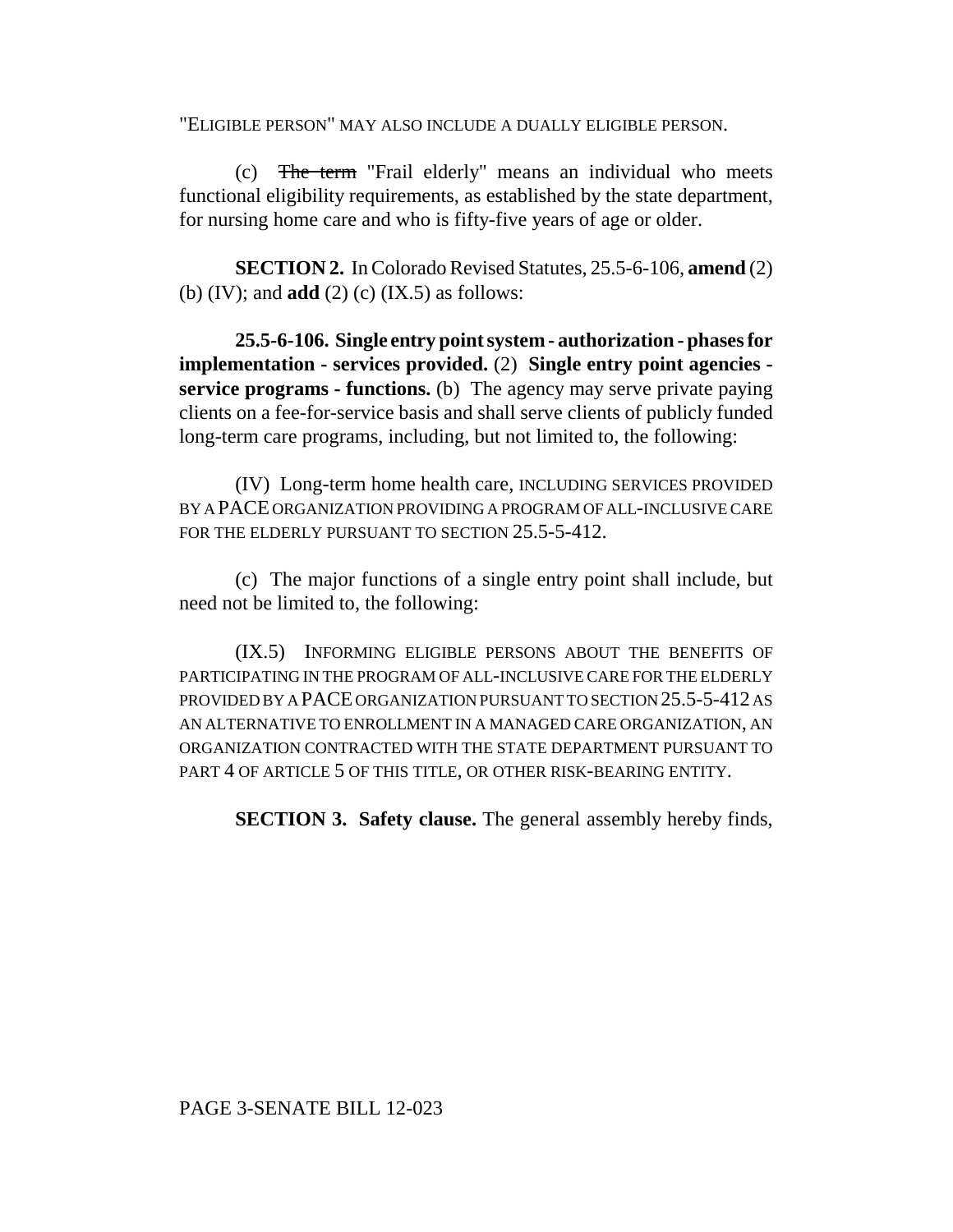"ELIGIBLE PERSON" MAY ALSO INCLUDE A DUALLY ELIGIBLE PERSON.

(c) ~~The term~~ "Frail elderly" means an individual who meets functional eligibility requirements, as established by the state department, for nursing home care and who is fifty-five years of age or older.

**SECTION 2.** In Colorado Revised Statutes, 25.5-6-106, **amend** (2) (b) (IV); and **add** (2) (c) (IX.5) as follows:

**25.5-6-106. Single entry point system - authorization - phases for implementation - services provided.** (2) **Single entry point agencies - service programs - functions.** (b) The agency may serve private paying clients on a fee-for-service basis and shall serve clients of publicly funded long-term care programs, including, but not limited to, the following:

(IV) Long-term home health care, INCLUDING SERVICES PROVIDED BY A PACE ORGANIZATION PROVIDING A PROGRAM OF ALL-INCLUSIVE CARE FOR THE ELDERLY PURSUANT TO SECTION 25.5-5-412.

(c) The major functions of a single entry point shall include, but need not be limited to, the following:

(IX.5) INFORMING ELIGIBLE PERSONS ABOUT THE BENEFITS OF PARTICIPATING IN THE PROGRAM OF ALL-INCLUSIVE CARE FOR THE ELDERLY PROVIDED BY A PACE ORGANIZATION PURSUANT TO SECTION 25.5-5-412 AS AN ALTERNATIVE TO ENROLLMENT IN A MANAGED CARE ORGANIZATION, AN ORGANIZATION CONTRACTED WITH THE STATE DEPARTMENT PURSUANT TO PART 4 OF ARTICLE 5 OF THIS TITLE, OR OTHER RISK-BEARING ENTITY.

**SECTION 3. Safety clause.** The general assembly hereby finds,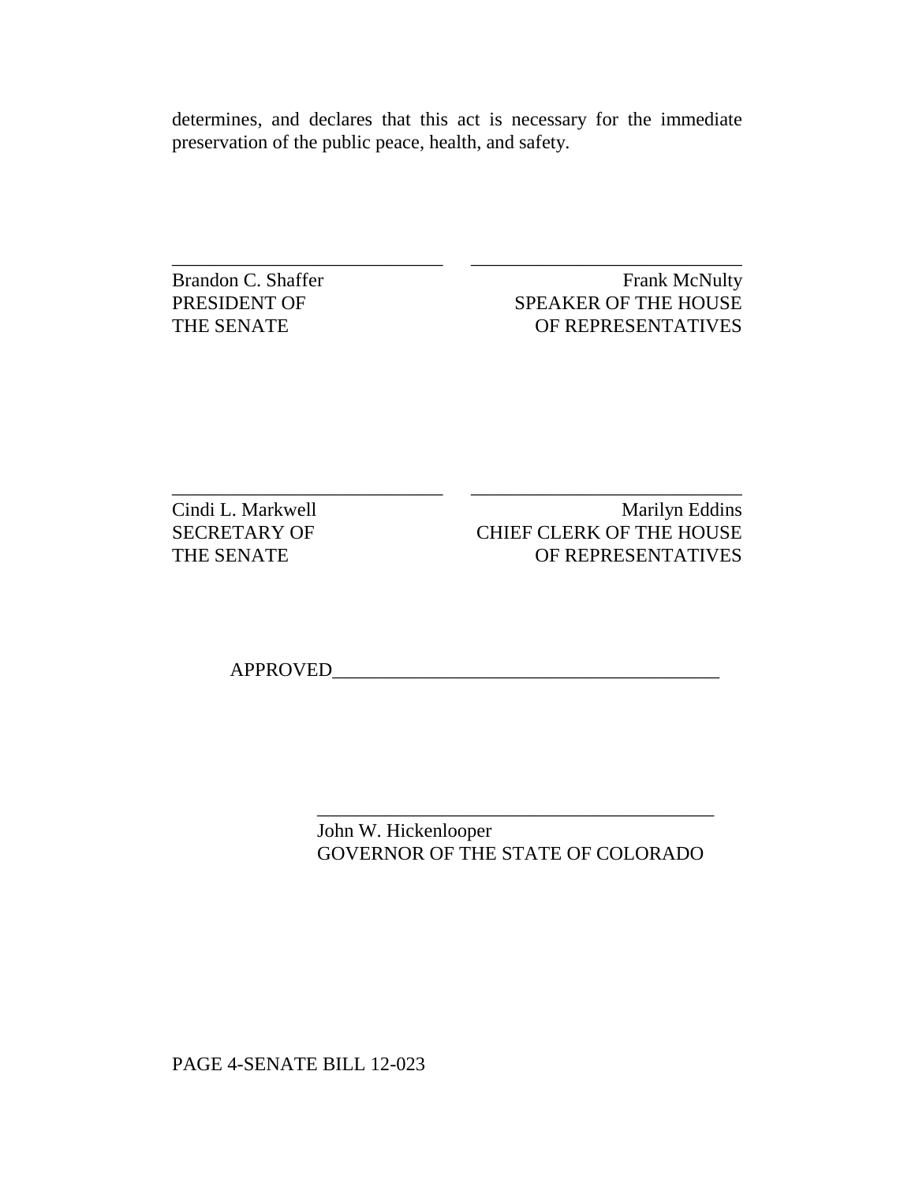determines, and declares that this act is necessary for the immediate preservation of the public peace, health, and safety.

| | |
|---|---|
| \_\_\_\_\_\_\_\_\_\_\_\_\_\_\_\_\_\_\_\_\_\_\_\_\_\_\_\_ | \_\_\_\_\_\_\_\_\_\_\_\_\_\_\_\_\_\_\_\_\_\_\_\_\_\_\_\_ |
| Brandon C. Shaffer | Frank McNulty |
| PRESIDENT OF THE SENATE | SPEAKER OF THE HOUSE OF REPRESENTATIVES |

| | |
|---|---|
| \_\_\_\_\_\_\_\_\_\_\_\_\_\_\_\_\_\_\_\_\_\_\_\_\_\_\_\_ | \_\_\_\_\_\_\_\_\_\_\_\_\_\_\_\_\_\_\_\_\_\_\_\_\_\_\_\_ |
| Cindi L. Markwell | Marilyn Eddins |
| SECRETARY OF THE SENATE | CHIEF CLERK OF THE HOUSE OF REPRESENTATIVES |

APPROVED________________________________________

__________________________________________
John W. Hickenlooper
GOVERNOR OF THE STATE OF COLORADO

PAGE 4-SENATE BILL 12-023